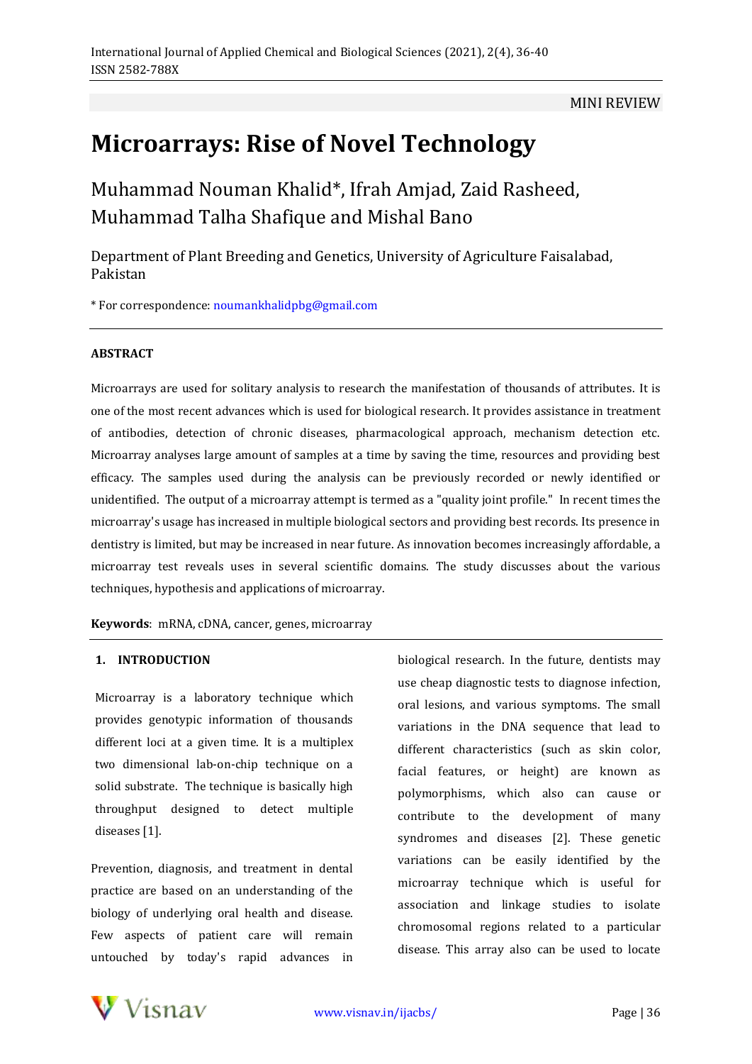MINI REVIEW

# Microarrays: Rise of Novel Technology

Muhammad Nouman Khalid*, Ifrah Amjad, Zaid Rasheed, Muhammad Talha Shafique and Mishal Bano

Department of Plant Breeding and Genetics, University of Agriculture Faisalabad, Pakistan

* For correspondence: noumankhalidpbg@gmail.com

## ABSTRACT

Microarrays are used for solitary analysis to research the manifestation of thousands of attributes. It is one of the most recent advances which is used for biological research. It provides assistance in treatment of antibodies, detection of chronic diseases, pharmacological approach, mechanism detection etc. Microarray analyses large amount of samples at a time by saving the time, resources and providing best efficacy. The samples used during the analysis can be previously recorded or newly identified or unidentified. The output of a microarray attempt is termed as a "quality joint profile." In recent times the microarray's usage has increased in multiple biological sectors and providing best records. Its presence in dentistry is limited, but may be increased in near future. As innovation becomes increasingly affordable, a microarray test reveals uses in several scientific domains. The study discusses about the various techniques, hypothesis and applications of microarray.

**Keywords**: mRNA, cDNA, cancer, genes, microarray

## 1. INTRODUCTION

Microarray is a laboratory technique which provides genotypic information of thousands different loci at a given time. It is a multiplex two dimensional lab-on-chip technique on a solid substrate. The technique is basically high throughput designed to detect multiple diseases [1].

Prevention, diagnosis, and treatment in dental practice are based on an understanding of the biology of underlying oral health and disease. Few aspects of patient care will remain untouched by today's rapid advances in biological research. In the future, dentists may use cheap diagnostic tests to diagnose infection, oral lesions, and various symptoms. The small variations in the DNA sequence that lead to different characteristics (such as skin color, facial features, or height) are known as polymorphisms, which also can cause or contribute to the development of many syndromes and diseases [2]. These genetic variations can be easily identified by the microarray technique which is useful for association and linkage studies to isolate chromosomal regions related to a particular disease. This array also can be used to locate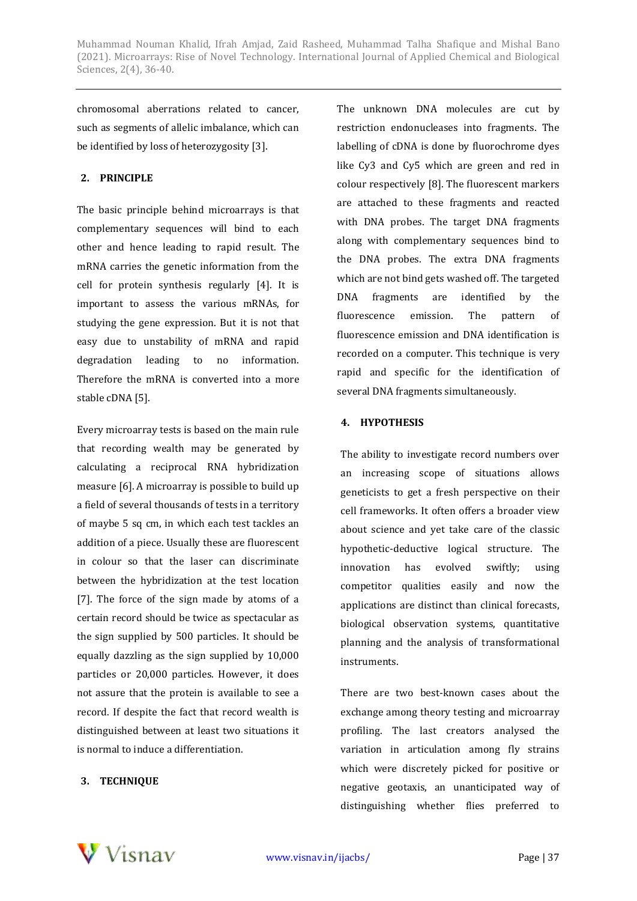chromosomal aberrations related to cancer, such as segments of allelic imbalance, which can be identified by loss of heterozygosity [3].

## 2. PRINCIPLE

The basic principle behind microarrays is that complementary sequences will bind to each other and hence leading to rapid result. The mRNA carries the genetic information from the cell for protein synthesis regularly [4]. It is important to assess the various mRNAs, for studying the gene expression. But it is not that easy due to unstability of mRNA and rapid degradation leading to no information. Therefore the mRNA is converted into a more stable cDNA [5].

Every microarray tests is based on the main rule that recording wealth may be generated by calculating a reciprocal RNA hybridization measure [6]. A microarray is possible to build up a field of several thousands of tests in a territory of maybe 5 sq cm, in which each test tackles an addition of a piece. Usually these are fluorescent in colour so that the laser can discriminate between the hybridization at the test location [7]. The force of the sign made by atoms of a certain record should be twice as spectacular as the sign supplied by 500 particles. It should be equally dazzling as the sign supplied by 10,000 particles or 20,000 particles. However, it does not assure that the protein is available to see a record. If despite the fact that record wealth is distinguished between at least two situations it is normal to induce a differentiation.

## 3. TECHNIQUE

The unknown DNA molecules are cut by restriction endonucleases into fragments. The labelling of cDNA is done by fluorochrome dyes like Cy3 and Cy5 which are green and red in colour respectively [8]. The fluorescent markers are attached to these fragments and reacted with DNA probes. The target DNA fragments along with complementary sequences bind to the DNA probes. The extra DNA fragments which are not bind gets washed off. The targeted DNA fragments are identified by the fluorescence emission. The pattern of fluorescence emission and DNA identification is recorded on a computer. This technique is very rapid and specific for the identification of several DNA fragments simultaneously.

## 4. HYPOTHESIS

The ability to investigate record numbers over an increasing scope of situations allows geneticists to get a fresh perspective on their cell frameworks. It often offers a broader view about science and yet take care of the classic hypothetic-deductive logical structure. The innovation has evolved swiftly; using competitor qualities easily and now the applications are distinct than clinical forecasts, biological observation systems, quantitative planning and the analysis of transformational instruments.

There are two best-known cases about the exchange among theory testing and microarray profiling. The last creators analysed the variation in articulation among fly strains which were discretely picked for positive or negative geotaxis, an unanticipated way of distinguishing whether flies preferred to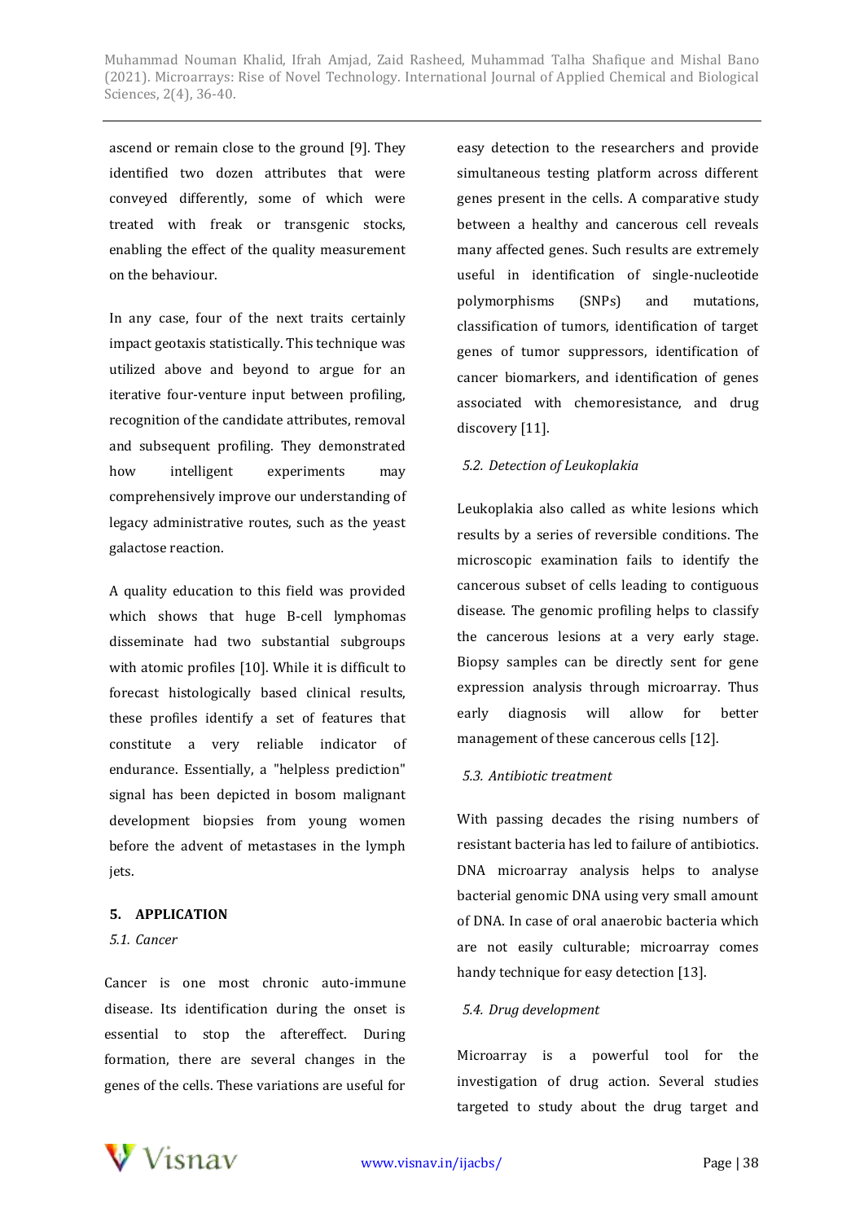ascend or remain close to the ground [9]. They identified two dozen attributes that were conveyed differently, some of which were treated with freak or transgenic stocks, enabling the effect of the quality measurement on the behaviour.

In any case, four of the next traits certainly impact geotaxis statistically. This technique was utilized above and beyond to argue for an iterative four-venture input between profiling, recognition of the candidate attributes, removal and subsequent profiling. They demonstrated how intelligent experiments may comprehensively improve our understanding of legacy administrative routes, such as the yeast galactose reaction.

A quality education to this field was provided which shows that huge B-cell lymphomas disseminate had two substantial subgroups with atomic profiles [10]. While it is difficult to forecast histologically based clinical results, these profiles identify a set of features that constitute a very reliable indicator of endurance. Essentially, a "helpless prediction" signal has been depicted in bosom malignant development biopsies from young women before the advent of metastases in the lymph jets.

## 5. APPLICATION

### *5.1. Cancer*

Cancer is one most chronic auto-immune disease. Its identification during the onset is essential to stop the aftereffect. During formation, there are several changes in the genes of the cells. These variations are useful for easy detection to the researchers and provide simultaneous testing platform across different genes present in the cells. A comparative study between a healthy and cancerous cell reveals many affected genes. Such results are extremely useful in identification of single-nucleotide polymorphisms (SNPs) and mutations, classification of tumors, identification of target genes of tumor suppressors, identification of cancer biomarkers, and identification of genes associated with chemoresistance, and drug discovery [11].

### *5.2. Detection of Leukoplakia*

Leukoplakia also called as white lesions which results by a series of reversible conditions. The microscopic examination fails to identify the cancerous subset of cells leading to contiguous disease. The genomic profiling helps to classify the cancerous lesions at a very early stage. Biopsy samples can be directly sent for gene expression analysis through microarray. Thus early diagnosis will allow for better management of these cancerous cells [12].

### *5.3. Antibiotic treatment*

With passing decades the rising numbers of resistant bacteria has led to failure of antibiotics. DNA microarray analysis helps to analyse bacterial genomic DNA using very small amount of DNA. In case of oral anaerobic bacteria which are not easily culturable; microarray comes handy technique for easy detection [13].

### *5.4. Drug development*

Microarray is a powerful tool for the investigation of drug action. Several studies targeted to study about the drug target and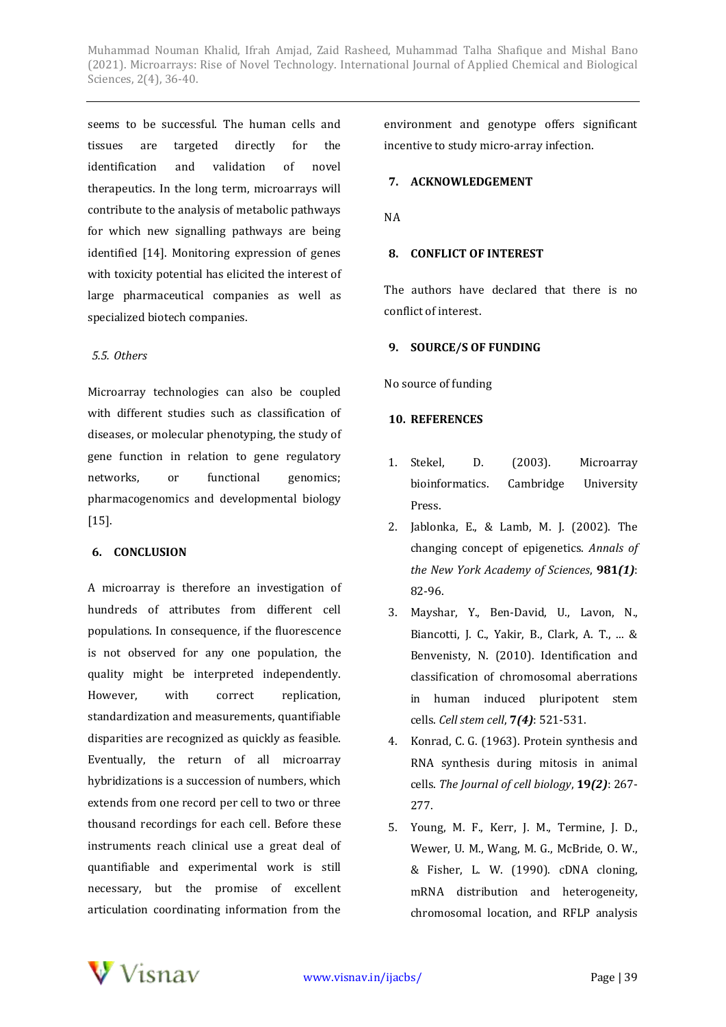seems to be successful. The human cells and tissues are targeted directly for the identification and validation of novel therapeutics. In the long term, microarrays will contribute to the analysis of metabolic pathways for which new signalling pathways are being identified [14]. Monitoring expression of genes with toxicity potential has elicited the interest of large pharmaceutical companies as well as specialized biotech companies.

### *5.5. Others*

Microarray technologies can also be coupled with different studies such as classification of diseases, or molecular phenotyping, the study of gene function in relation to gene regulatory networks, or functional genomics; pharmacogenomics and developmental biology [15].

## 6. CONCLUSION

A microarray is therefore an investigation of hundreds of attributes from different cell populations. In consequence, if the fluorescence is not observed for any one population, the quality might be interpreted independently. However, with correct replication, standardization and measurements, quantifiable disparities are recognized as quickly as feasible. Eventually, the return of all microarray hybridizations is a succession of numbers, which extends from one record per cell to two or three thousand recordings for each cell. Before these instruments reach clinical use a great deal of quantifiable and experimental work is still necessary, but the promise of excellent articulation coordinating information from the environment and genotype offers significant incentive to study micro-array infection.

## 7. ACKNOWLEDGEMENT

NA

## 8. CONFLICT OF INTEREST

The authors have declared that there is no conflict of interest.

## 9. SOURCE/S OF FUNDING

No source of funding

## 10. REFERENCES

1. Stekel, D. (2003). Microarray bioinformatics. Cambridge University Press.
2. Jablonka, E., & Lamb, M. J. (2002). The changing concept of epigenetics. *Annals of the New York Academy of Sciences*, **981*(1)***: 82-96.
3. Mayshar, Y., Ben-David, U., Lavon, N., Biancotti, J. C., Yakir, B., Clark, A. T., ... & Benvenisty, N. (2010). Identification and classification of chromosomal aberrations in human induced pluripotent stem cells. *Cell stem cell*, **7*(4)***: 521-531.
4. Konrad, C. G. (1963). Protein synthesis and RNA synthesis during mitosis in animal cells. *The Journal of cell biology*, **19*(2)***: 267-277.
5. Young, M. F., Kerr, J. M., Termine, J. D., Wewer, U. M., Wang, M. G., McBride, O. W., & Fisher, L. W. (1990). cDNA cloning, mRNA distribution and heterogeneity, chromosomal location, and RFLP analysis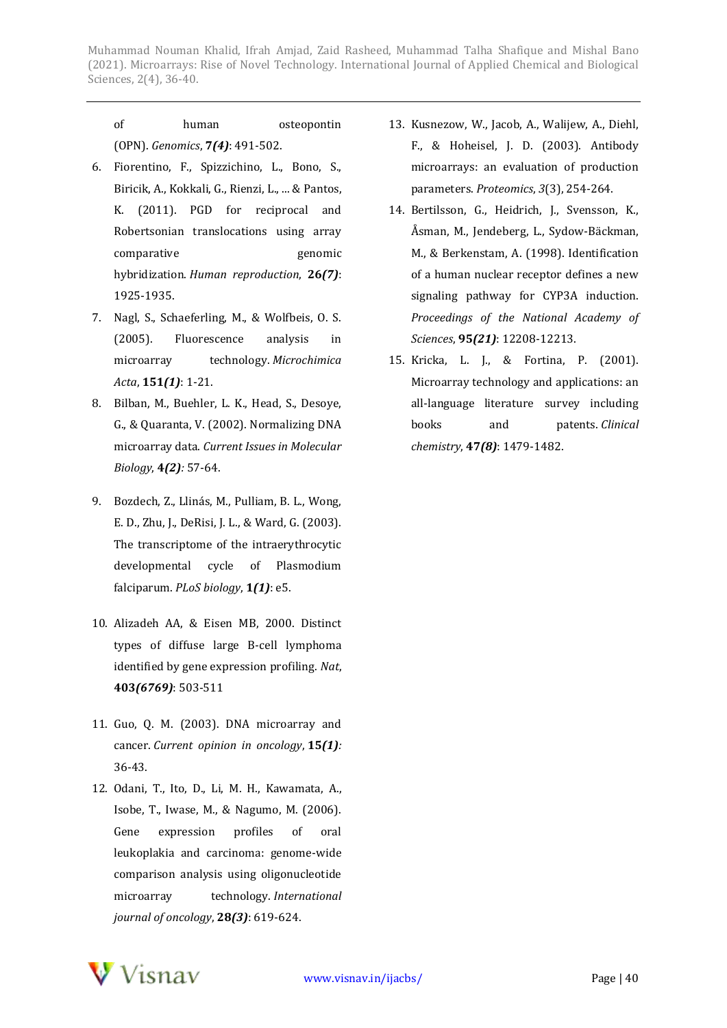of human osteopontin (OPN). *Genomics*, **7*(4)***: 491-502.

6. Fiorentino, F., Spizzichino, L., Bono, S., Biricik, A., Kokkali, G., Rienzi, L., ... & Pantos, K. (2011). PGD for reciprocal and Robertsonian translocations using array comparative genomic hybridization. *Human reproduction*, **26*(7)***: 1925-1935.
7. Nagl, S., Schaeferling, M., & Wolfbeis, O. S. (2005). Fluorescence analysis in microarray technology. *Microchimica Acta*, **151*(1)***: 1-21.
8. Bilban, M., Buehler, L. K., Head, S., Desoye, G., & Quaranta, V. (2002). Normalizing DNA microarray data. *Current Issues in Molecular Biology*, **4*(2)****:* 57-64.
9. Bozdech, Z., Llinás, M., Pulliam, B. L., Wong, E. D., Zhu, J., DeRisi, J. L., & Ward, G. (2003). The transcriptome of the intraerythrocytic developmental cycle of Plasmodium falciparum. *PLoS biology*, **1*(1)***: e5.
10. Alizadeh AA, & Eisen MB, 2000. Distinct types of diffuse large B-cell lymphoma identified by gene expression profiling. *Nat*, **403*(6769)***: 503-511
11. Guo, Q. M. (2003). DNA microarray and cancer. *Current opinion in oncology*, **15*(1)****:* 36-43.
12. Odani, T., Ito, D., Li, M. H., Kawamata, A., Isobe, T., Iwase, M., & Nagumo, M. (2006). Gene expression profiles of oral leukoplakia and carcinoma: genome-wide comparison analysis using oligonucleotide microarray technology. *International journal of oncology*, **28*(3)***: 619-624.
13. Kusnezow, W., Jacob, A., Walijew, A., Diehl, F., & Hoheisel, J. D. (2003). Antibody microarrays: an evaluation of production parameters. *Proteomics*, *3*(3), 254-264.
14. Bertilsson, G., Heidrich, J., Svensson, K., Åsman, M., Jendeberg, L., Sydow-Bäckman, M., & Berkenstam, A. (1998). Identification of a human nuclear receptor defines a new signaling pathway for CYP3A induction. *Proceedings of the National Academy of Sciences*, **95*(21)***: 12208-12213.
15. Kricka, L. J., & Fortina, P. (2001). Microarray technology and applications: an all-language literature survey including books and patents. *Clinical chemistry*, **47*(8)***: 1479-1482.